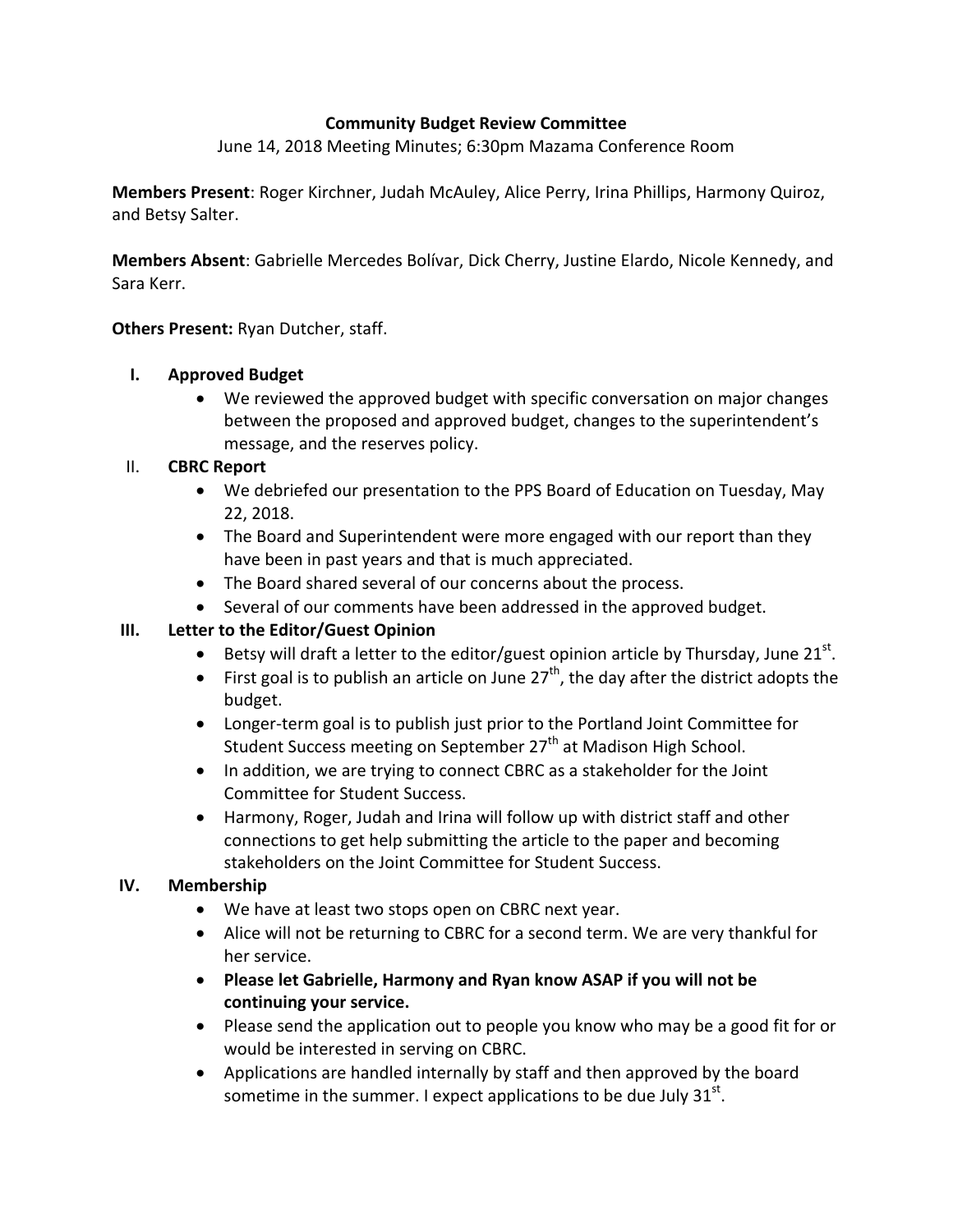**Community Budget Review Committee**

June 14, 2018 Meeting Minutes; 6:30pm Mazama Conference Room

**Members Present**: Roger Kirchner, Judah McAuley, Alice Perry, Irina Phillips, Harmony Quiroz, and Betsy Salter.

**Members Absent**: Gabrielle Mercedes Bolívar, Dick Cherry, Justine Elardo, Nicole Kennedy, and Sara Kerr.

**Others Present:** Ryan Dutcher, staff.

I. **Approved Budget**
   - We reviewed the approved budget with specific conversation on major changes between the proposed and approved budget, changes to the superintendent's message, and the reserves policy.

II. **CBRC Report**
   - We debriefed our presentation to the PPS Board of Education on Tuesday, May 22, 2018.
   - The Board and Superintendent were more engaged with our report than they have been in past years and that is much appreciated.
   - The Board shared several of our concerns about the process.
   - Several of our comments have been addressed in the approved budget.

III. **Letter to the Editor/Guest Opinion**
   - Betsy will draft a letter to the editor/guest opinion article by Thursday, June 21st.
   - First goal is to publish an article on June 27th, the day after the district adopts the budget.
   - Longer-term goal is to publish just prior to the Portland Joint Committee for Student Success meeting on September 27th at Madison High School.
   - In addition, we are trying to connect CBRC as a stakeholder for the Joint Committee for Student Success.
   - Harmony, Roger, Judah and Irina will follow up with district staff and other connections to get help submitting the article to the paper and becoming stakeholders on the Joint Committee for Student Success.

IV. **Membership**
   - We have at least two stops open on CBRC next year.
   - Alice will not be returning to CBRC for a second term. We are very thankful for her service.
   - **Please let Gabrielle, Harmony and Ryan know ASAP if you will not be continuing your service.**
   - Please send the application out to people you know who may be a good fit for or would be interested in serving on CBRC.
   - Applications are handled internally by staff and then approved by the board sometime in the summer. I expect applications to be due July 31st.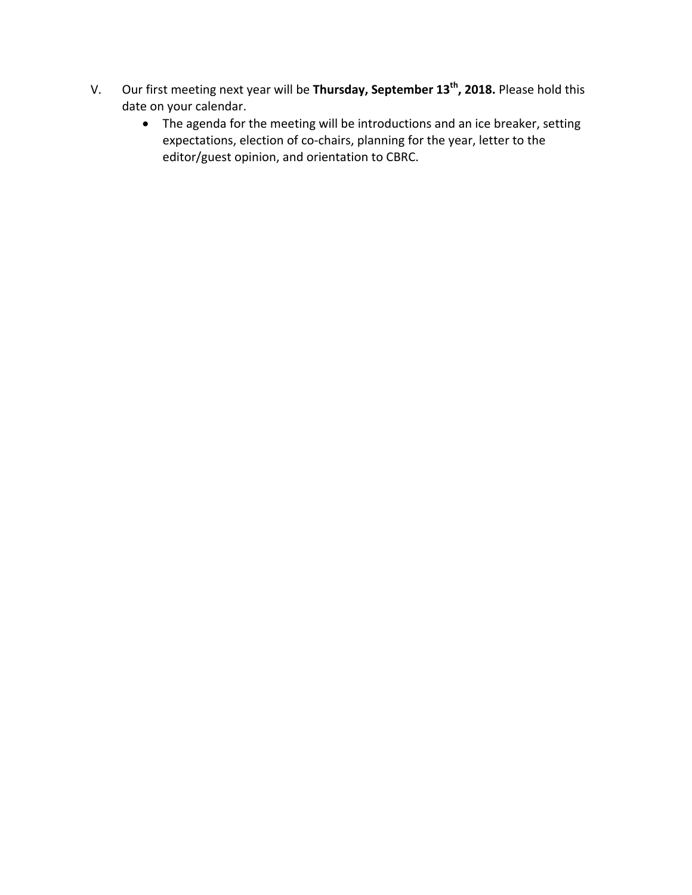V. Our first meeting next year will be **Thursday, September 13th, 2018.** Please hold this date on your calendar.
   - The agenda for the meeting will be introductions and an ice breaker, setting expectations, election of co-chairs, planning for the year, letter to the editor/guest opinion, and orientation to CBRC.